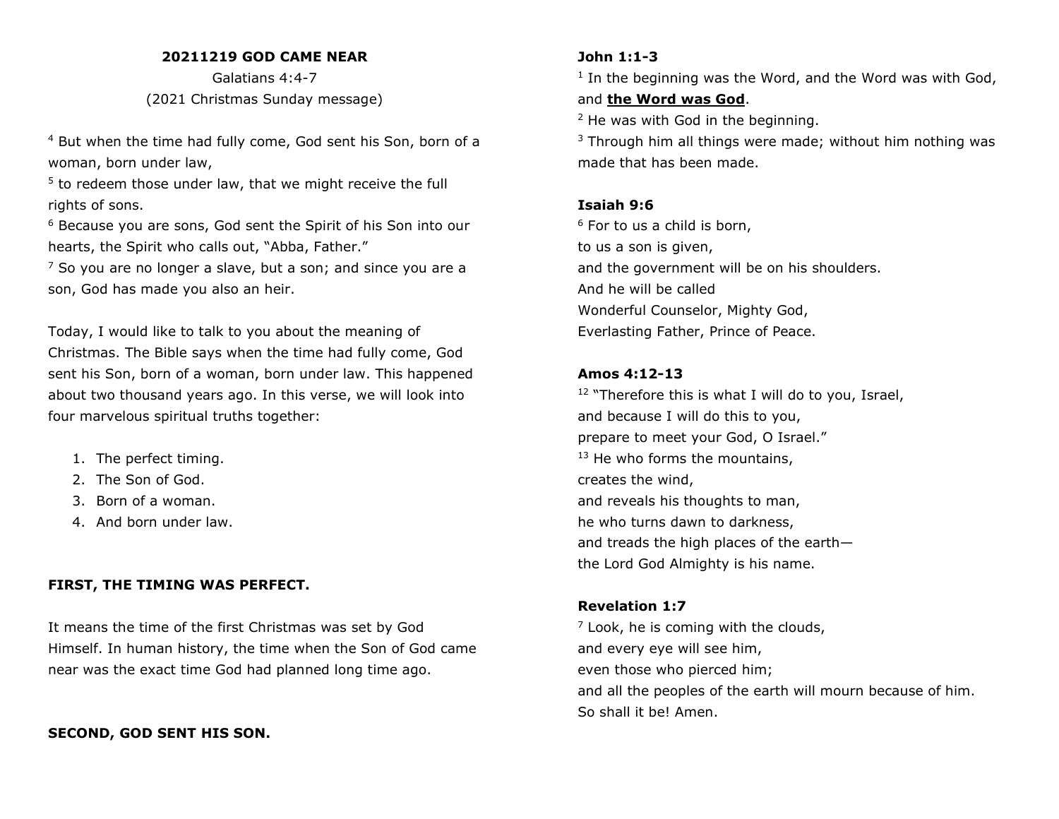**20211219 GOD CAME NEAR**

Galatians 4:4-7

(2021 Christmas Sunday message)

[4] But when the time had fully come, God sent his Son, born of a woman, born under law,

[5] to redeem those under law, that we might receive the full rights of sons.

[6] Because you are sons, God sent the Spirit of his Son into our hearts, the Spirit who calls out, "Abba, Father."

[7] So you are no longer a slave, but a son; and since you are a son, God has made you also an heir.

Today, I would like to talk to you about the meaning of Christmas. The Bible says when the time had fully come, God sent his Son, born of a woman, born under law. This happened about two thousand years ago. In this verse, we will look into four marvelous spiritual truths together:

1. The perfect timing.
2. The Son of God.
3. Born of a woman.
4. And born under law.

**FIRST, THE TIMING WAS PERFECT.**

It means the time of the first Christmas was set by God Himself. In human history, the time when the Son of God came near was the exact time God had planned long time ago.

**SECOND, GOD SENT HIS SON.**

**John 1:1-3**

[1] In the beginning was the Word, and the Word was with God, and **the Word was God**.

[2] He was with God in the beginning.

[3] Through him all things were made; without him nothing was made that has been made.

**Isaiah 9:6**

[6] For to us a child is born,
to us a son is given,
and the government will be on his shoulders.
And he will be called
Wonderful Counselor, Mighty God,
Everlasting Father, Prince of Peace.

**Amos 4:12-13**

[12] "Therefore this is what I will do to you, Israel,
and because I will do this to you,
prepare to meet your God, O Israel."
[13] He who forms the mountains,
creates the wind,
and reveals his thoughts to man,
he who turns dawn to darkness,
and treads the high places of the earth—
the Lord God Almighty is his name.

**Revelation 1:7**

[7] Look, he is coming with the clouds,
and every eye will see him,
even those who pierced him;
and all the peoples of the earth will mourn because of him.
So shall it be! Amen.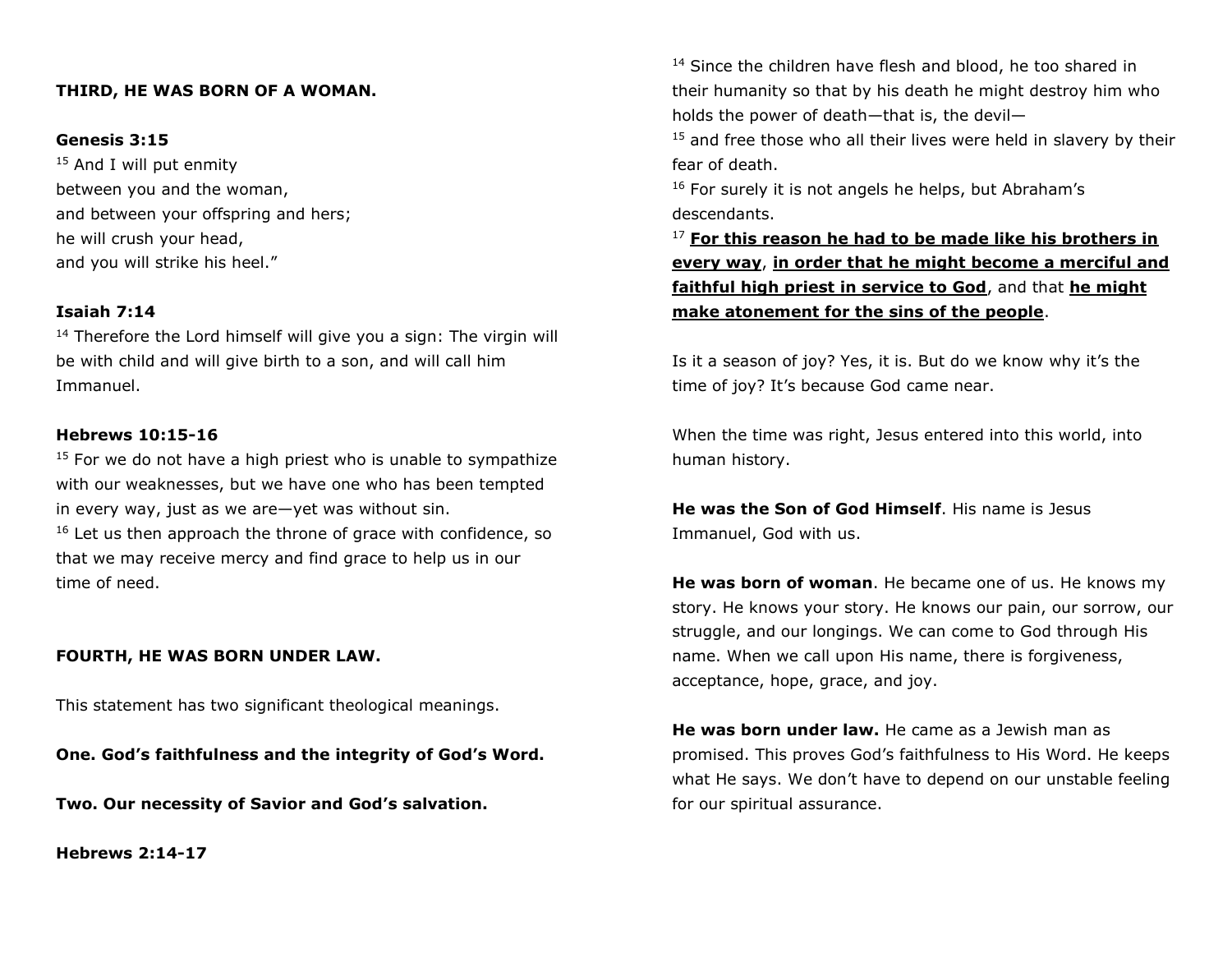**THIRD, HE WAS BORN OF A WOMAN.**

**Genesis 3:15**

[15] And I will put enmity
between you and the woman,
and between your offspring and hers;
he will crush your head,
and you will strike his heel."

**Isaiah 7:14**

[14] Therefore the Lord himself will give you a sign: The virgin will be with child and will give birth to a son, and will call him Immanuel.

**Hebrews 10:15-16**

[15] For we do not have a high priest who is unable to sympathize with our weaknesses, but we have one who has been tempted in every way, just as we are—yet was without sin.
[16] Let us then approach the throne of grace with confidence, so that we may receive mercy and find grace to help us in our time of need.

**FOURTH, HE WAS BORN UNDER LAW.**

This statement has two significant theological meanings.

**One. God's faithfulness and the integrity of God's Word.**

**Two. Our necessity of Savior and God's salvation.**

**Hebrews 2:14-17**

[14] Since the children have flesh and blood, he too shared in their humanity so that by his death he might destroy him who holds the power of death—that is, the devil—
[15] and free those who all their lives were held in slavery by their fear of death.
[16] For surely it is not angels he helps, but Abraham's descendants.
[17] **<u>For this reason he had to be made like his brothers in every way</u>**, **<u>in order that he might become a merciful and faithful high priest in service to God</u>**, and that **<u>he might make atonement for the sins of the people</u>**.

Is it a season of joy? Yes, it is. But do we know why it's the time of joy? It's because God came near.

When the time was right, Jesus entered into this world, into human history.

**He was the Son of God Himself**. His name is Jesus Immanuel, God with us.

**He was born of woman**. He became one of us. He knows my story. He knows your story. He knows our pain, our sorrow, our struggle, and our longings. We can come to God through His name. When we call upon His name, there is forgiveness, acceptance, hope, grace, and joy.

**He was born under law.** He came as a Jewish man as promised. This proves God's faithfulness to His Word. He keeps what He says. We don't have to depend on our unstable feeling for our spiritual assurance.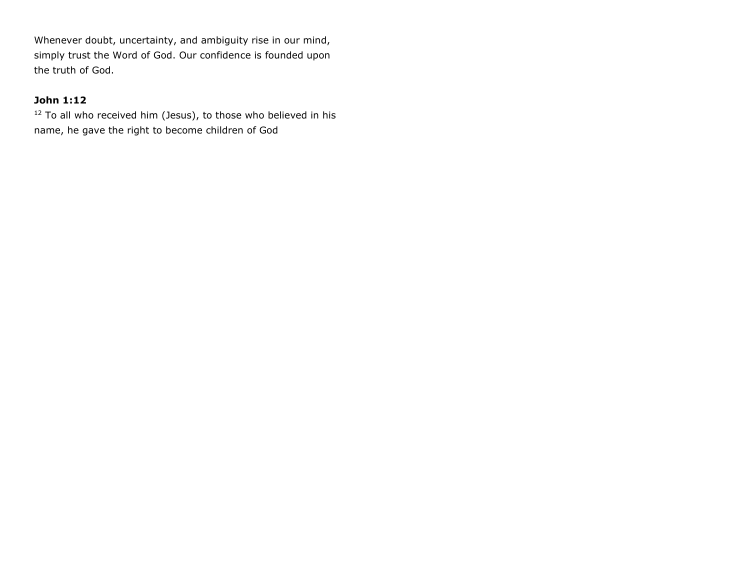Whenever doubt, uncertainty, and ambiguity rise in our mind, simply trust the Word of God. Our confidence is founded upon the truth of God.

**John 1:12**

[12] To all who received him (Jesus), to those who believed in his name, he gave the right to become children of God